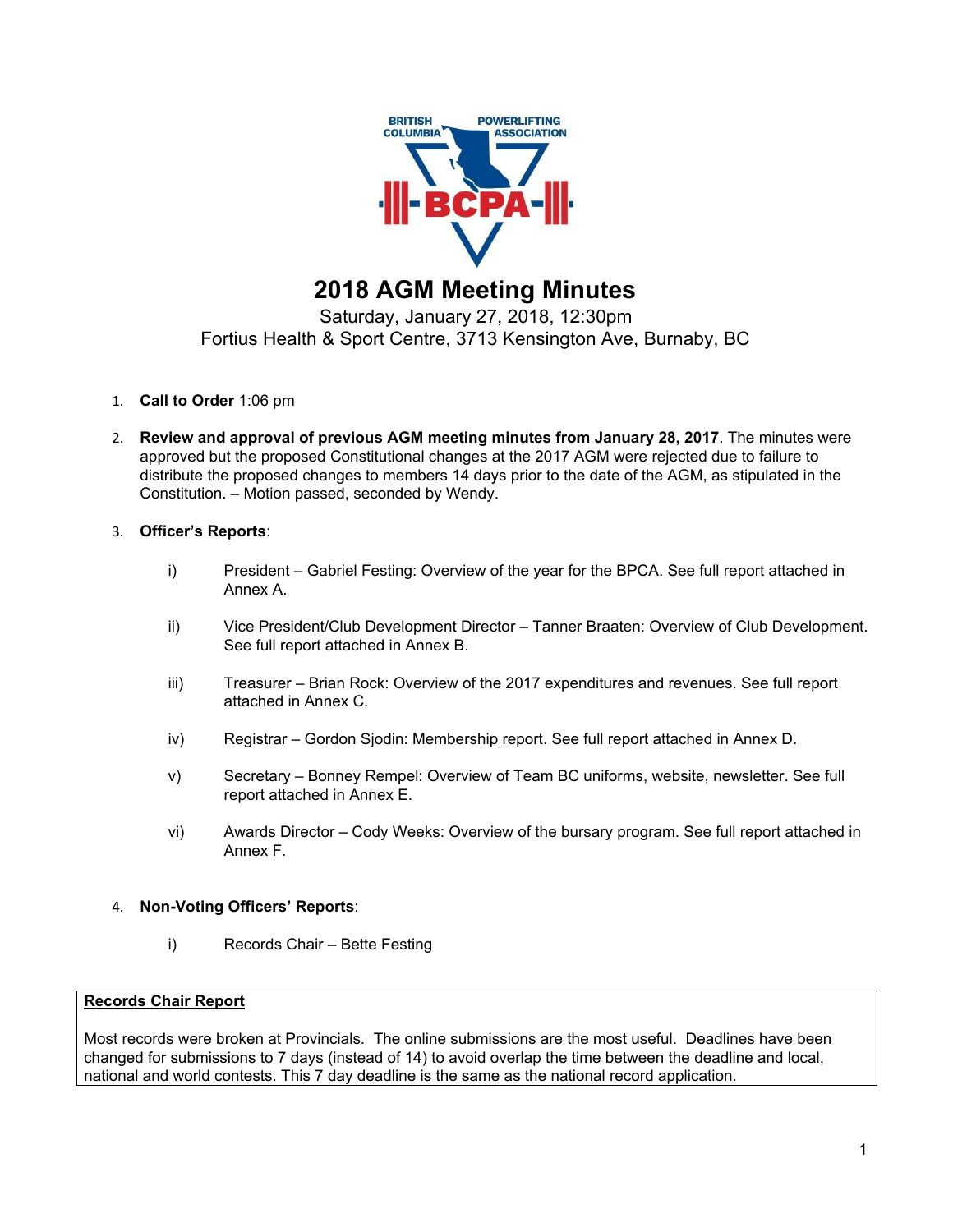# 2018 AGM Meeting Minutes

Saturday, January 27, 2018, 12:30pm
Fortius Health & Sport Centre, 3713 Kensington Ave, Burnaby, BC

1. **Call to Order** 1:06 pm

2. **Review and approval of previous AGM meeting minutes from January 28, 2017**. The minutes were approved but the proposed Constitutional changes at the 2017 AGM were rejected due to failure to distribute the proposed changes to members 14 days prior to the date of the AGM, as stipulated in the Constitution. – Motion passed, seconded by Wendy.

3. **Officer's Reports**:

   i) President – Gabriel Festing: Overview of the year for the BPCA. See full report attached in Annex A.

   ii) Vice President/Club Development Director – Tanner Braaten: Overview of Club Development. See full report attached in Annex B.

   iii) Treasurer – Brian Rock: Overview of the 2017 expenditures and revenues. See full report attached in Annex C.

   iv) Registrar – Gordon Sjodin: Membership report. See full report attached in Annex D.

   v) Secretary – Bonney Rempel: Overview of Team BC uniforms, website, newsletter. See full report attached in Annex E.

   vi) Awards Director – Cody Weeks: Overview of the bursary program. See full report attached in Annex F.

4. **Non-Voting Officers' Reports**:

   i) Records Chair – Bette Festing

**Records Chair Report**

Most records were broken at Provincials. The online submissions are the most useful. Deadlines have been changed for submissions to 7 days (instead of 14) to avoid overlap the time between the deadline and local, national and world contests. This 7 day deadline is the same as the national record application.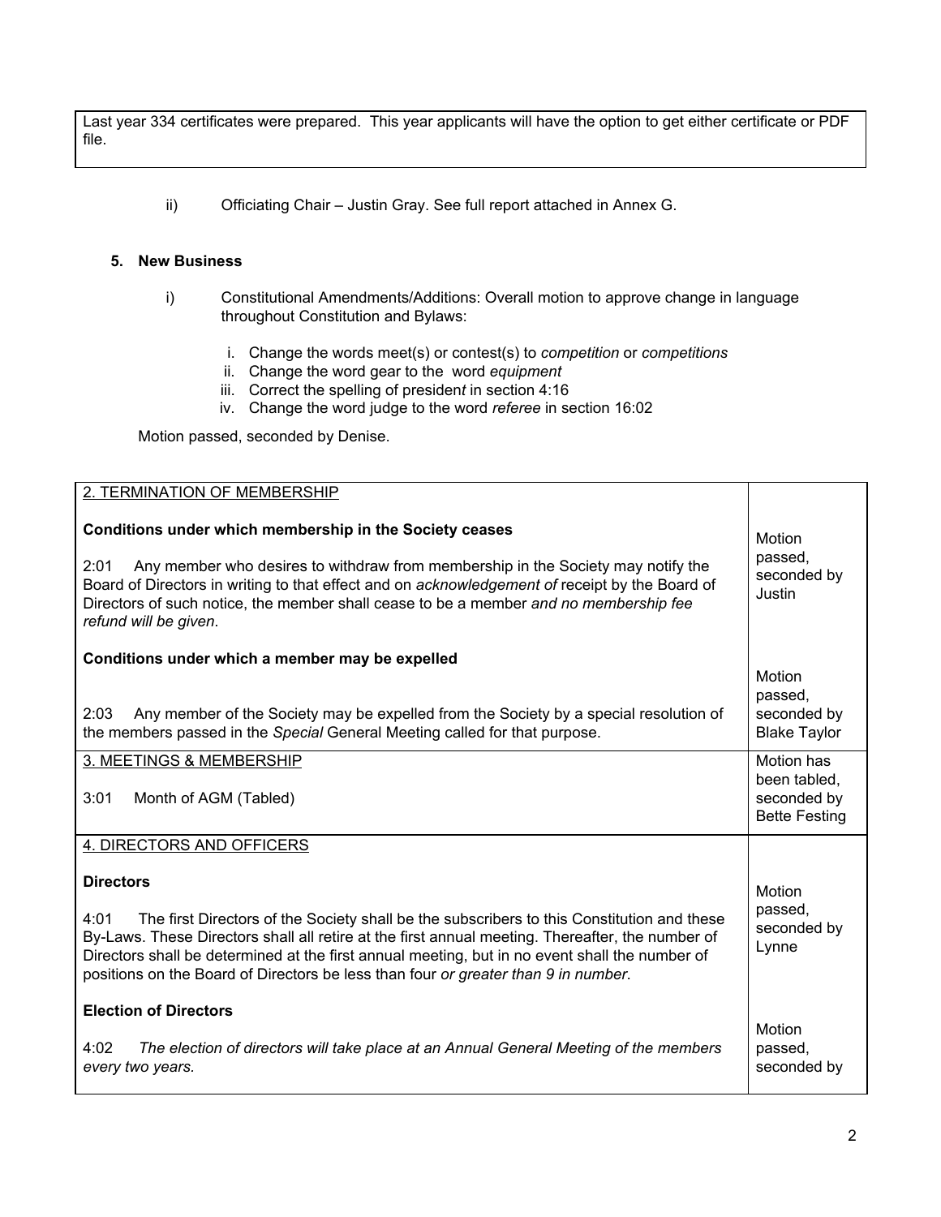| |
|---|
| Last year 334 certificates were prepared. This year applicants will have the option to get either certificate or PDF file. |

ii) Officiating Chair – Justin Gray. See full report attached in Annex G.

**5. New Business**

i) Constitutional Amendments/Additions: Overall motion to approve change in language throughout Constitution and Bylaws:

i. Change the words meet(s) or contest(s) to *competition* or *competitions*
ii. Change the word gear to the word *equipment*
iii. Correct the spelling of presiden*t* in section 4:16
iv. Change the word judge to the word *referee* in section 16:02

Motion passed, seconded by Denise.

| | |
|---|---|
| 2. TERMINATION OF MEMBERSHIP<br><br>**Conditions under which membership in the Society ceases**<br><br>2:01 Any member who desires to withdraw from membership in the Society may notify the Board of Directors in writing to that effect and on *acknowledgement of* receipt by the Board of Directors of such notice, the member shall cease to be a member *and no membership fee refund will be given*. | Motion passed, seconded by Justin |
| **Conditions under which a member may be expelled**<br><br>2:03 Any member of the Society may be expelled from the Society by a special resolution of the members passed in the *Special* General Meeting called for that purpose. | Motion passed, seconded by Blake Taylor |
| 3. MEETINGS & MEMBERSHIP<br><br>3:01 Month of AGM (Tabled) | Motion has been tabled, seconded by Bette Festing |
| 4. DIRECTORS AND OFFICERS<br><br>**Directors**<br><br>4:01 The first Directors of the Society shall be the subscribers to this Constitution and these By-Laws. These Directors shall all retire at the first annual meeting. Thereafter, the number of Directors shall be determined at the first annual meeting, but in no event shall the number of positions on the Board of Directors be less than four *or greater than 9 in number*. | Motion passed, seconded by Lynne |
| **Election of Directors**<br><br>4:02 *The election of directors will take place at an Annual General Meeting of the members every two years.* | Motion passed, seconded by |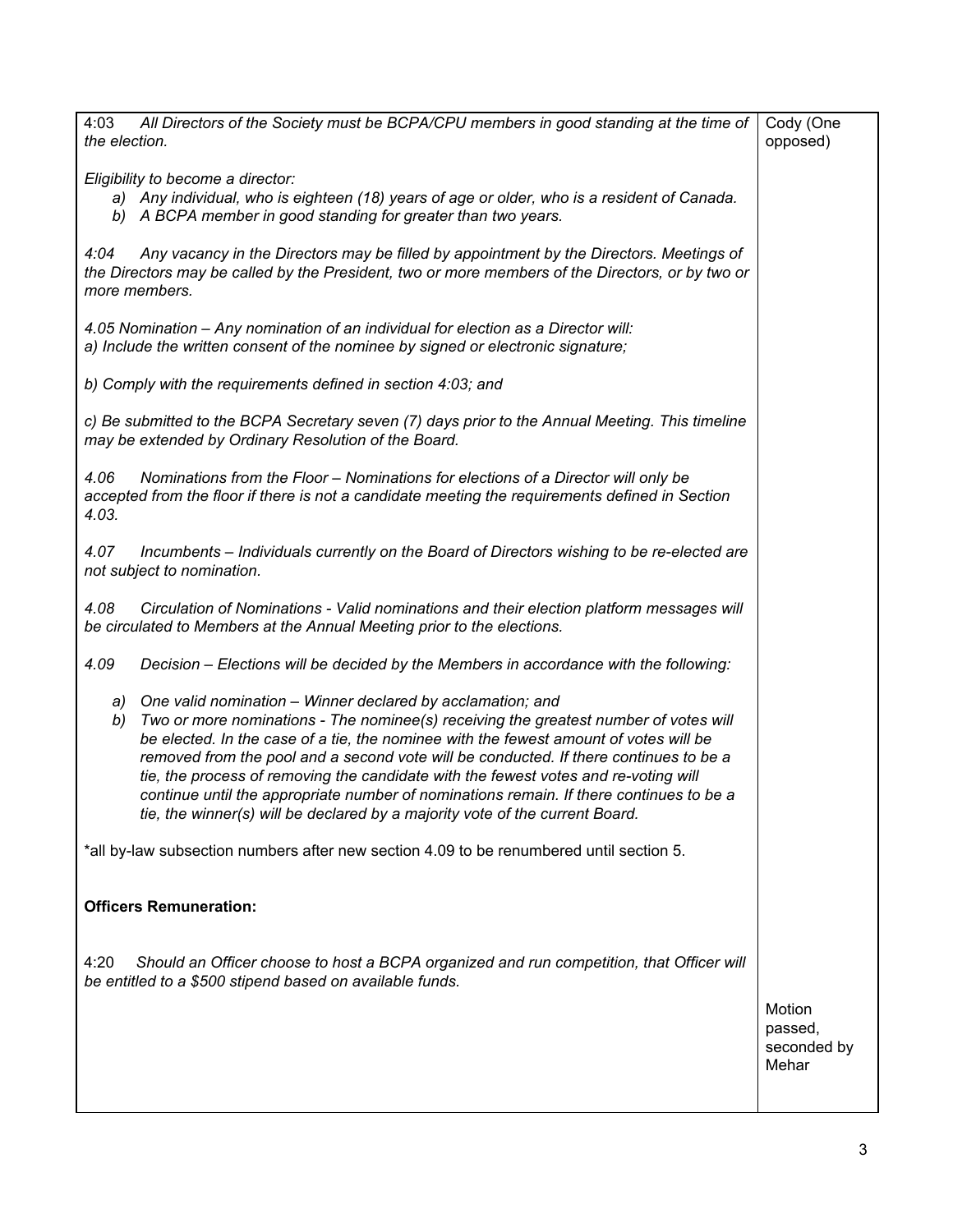| | |
|---|---|
| 4:03 *All Directors of the Society must be BCPA/CPU members in good standing at the time of the election.*<br><br>*Eligibility to become a director:*<br>*a) Any individual, who is eighteen (18) years of age or older, who is a resident of Canada.*<br>*b) A BCPA member in good standing for greater than two years.*<br><br>*4:04 Any vacancy in the Directors may be filled by appointment by the Directors. Meetings of the Directors may be called by the President, two or more members of the Directors, or by two or more members.*<br><br>*4.05 Nomination – Any nomination of an individual for election as a Director will:*<br>*a) Include the written consent of the nominee by signed or electronic signature;*<br><br>*b) Comply with the requirements defined in section 4:03; and*<br><br>*c) Be submitted to the BCPA Secretary seven (7) days prior to the Annual Meeting. This timeline may be extended by Ordinary Resolution of the Board.*<br><br>*4.06 Nominations from the Floor – Nominations for elections of a Director will only be accepted from the floor if there is not a candidate meeting the requirements defined in Section 4.03.*<br><br>*4.07 Incumbents – Individuals currently on the Board of Directors wishing to be re-elected are not subject to nomination.*<br><br>*4.08 Circulation of Nominations - Valid nominations and their election platform messages will be circulated to Members at the Annual Meeting prior to the elections.*<br><br>*4.09 Decision – Elections will be decided by the Members in accordance with the following:*<br><br>*a) One valid nomination – Winner declared by acclamation; and*<br>*b) Two or more nominations - The nominee(s) receiving the greatest number of votes will be elected. In the case of a tie, the nominee with the fewest amount of votes will be removed from the pool and a second vote will be conducted. If there continues to be a tie, the process of removing the candidate with the fewest votes and re-voting will continue until the appropriate number of nominations remain. If there continues to be a tie, the winner(s) will be declared by a majority vote of the current Board.*<br><br>*all by-law subsection numbers after new section 4.09 to be renumbered until section 5.<br><br>**Officers Remuneration:**<br><br>4:20 *Should an Officer choose to host a BCPA organized and run competition, that Officer will be entitled to a $500 stipend based on available funds.* | Cody (One opposed)<br><br>Motion passed, seconded by Mehar |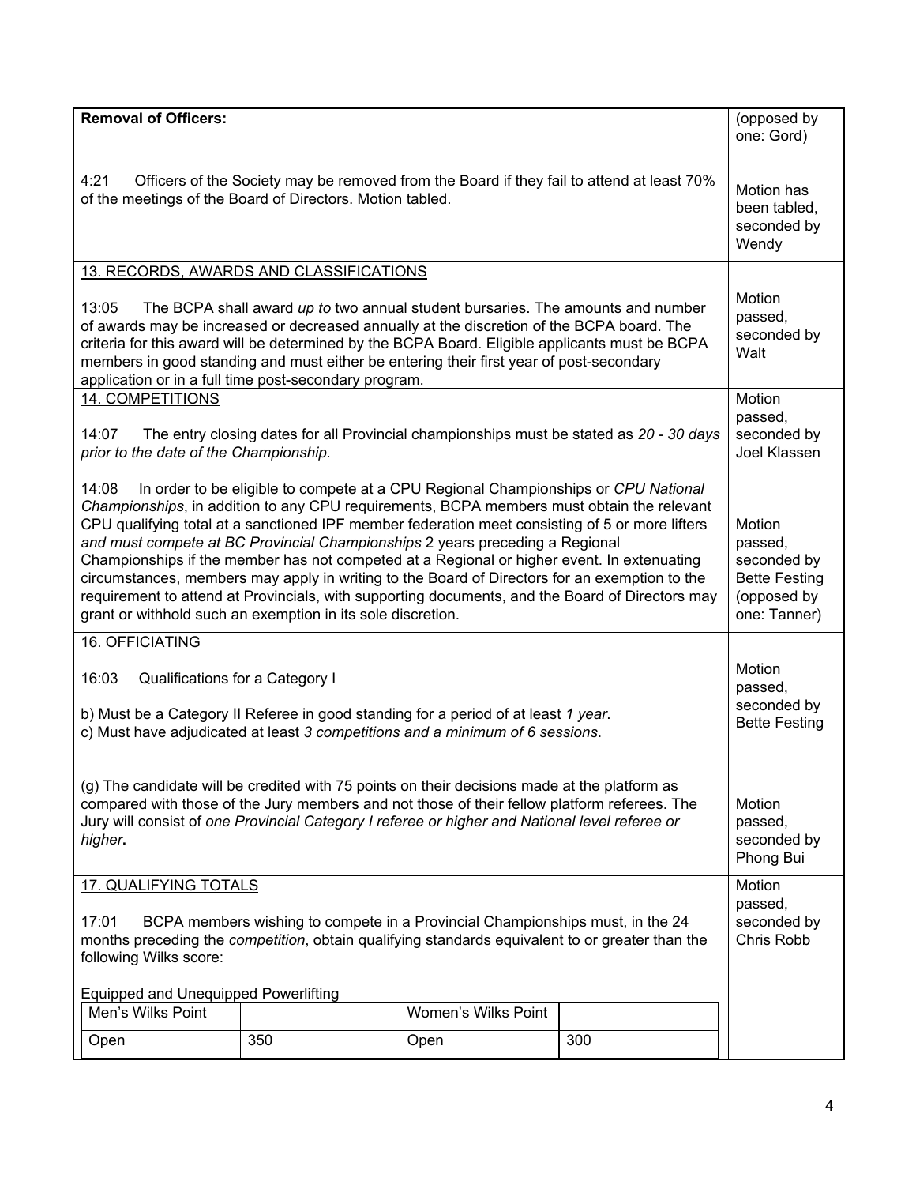| | |
|---|---|
| **Removal of Officers:**<br><br>4:21 Officers of the Society may be removed from the Board if they fail to attend at least 70% of the meetings of the Board of Directors. Motion tabled. | (opposed by one: Gord)<br><br>Motion has been tabled, seconded by Wendy |
| <u>13. RECORDS, AWARDS AND CLASSIFICATIONS</u><br><br>13:05 The BCPA shall award *up to* two annual student bursaries. The amounts and number of awards may be increased or decreased annually at the discretion of the BCPA board. The criteria for this award will be determined by the BCPA Board. Eligible applicants must be BCPA members in good standing and must either be entering their first year of post-secondary application or in a full time post-secondary program. | Motion passed, seconded by Walt |
| <u>14. COMPETITIONS</u><br><br>14:07 The entry closing dates for all Provincial championships must be stated as *20 - 30 days prior to the date of the Championship.*<br><br>14:08 In order to be eligible to compete at a CPU Regional Championships or *CPU National Championships*, in addition to any CPU requirements, BCPA members must obtain the relevant CPU qualifying total at a sanctioned IPF member federation meet consisting of 5 or more lifters *and must compete at BC Provincial Championships* 2 years preceding a Regional Championships if the member has not competed at a Regional or higher event. In extenuating circumstances, members may apply in writing to the Board of Directors for an exemption to the requirement to attend at Provincials, with supporting documents, and the Board of Directors may grant or withhold such an exemption in its sole discretion. | Motion passed, seconded by Joel Klassen<br><br>Motion passed, seconded by Bette Festing (opposed by one: Tanner) |
| <u>16. OFFICIATING</u><br><br>16:03 Qualifications for a Category I<br><br>b) Must be a Category II Referee in good standing for a period of at least *1 year*.<br>c) Must have adjudicated at least *3 competitions and a minimum of 6 sessions*.<br><br>(g) The candidate will be credited with 75 points on their decisions made at the platform as compared with those of the Jury members and not those of their fellow platform referees. The Jury will consist of *one Provincial Category I referee or higher and National level referee or higher*. | Motion passed, seconded by Bette Festing<br><br>Motion passed, seconded by Phong Bui |
| <u>17. QUALIFYING TOTALS</u><br><br>17:01 BCPA members wishing to compete in a Provincial Championships must, in the 24 months preceding the *competition*, obtain qualifying standards equivalent to or greater than the following Wilks score:<br><br>Equipped and Unequipped Powerlifting | Motion passed, seconded by Chris Robb |

| Men's Wilks Point | | Women's Wilks Point | |
|---|---|---|---|
| Open | 350 | Open | 300 |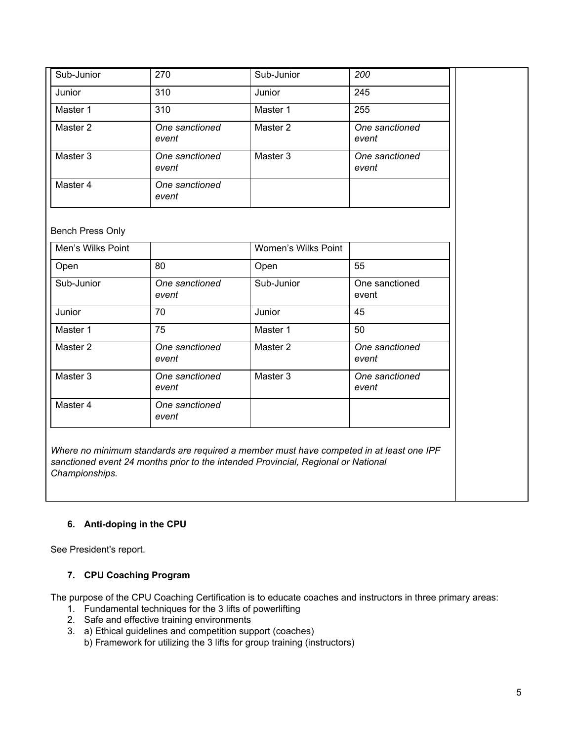| | | | |
|---|---|---|---|
| Sub-Junior | 270 | Sub-Junior | *200* |
| Junior | 310 | Junior | 245 |
| Master 1 | 310 | Master 1 | 255 |
| Master 2 | *One sanctioned event* | Master 2 | *One sanctioned event* |
| Master 3 | *One sanctioned event* | Master 3 | *One sanctioned event* |
| Master 4 | *One sanctioned event* | | |

Bench Press Only

| Men's Wilks Point | | Women's Wilks Point | |
|---|---|---|---|
| Open | 80 | Open | 55 |
| Sub-Junior | *One sanctioned event* | Sub-Junior | One sanctioned event |
| Junior | 70 | Junior | 45 |
| Master 1 | 75 | Master 1 | 50 |
| Master 2 | *One sanctioned event* | Master 2 | *One sanctioned event* |
| Master 3 | *One sanctioned event* | Master 3 | *One sanctioned event* |
| Master 4 | *One sanctioned event* | | |

*Where no minimum standards are required a member must have competed in at least one IPF sanctioned event 24 months prior to the intended Provincial, Regional or National Championships.*

### 6. Anti-doping in the CPU

See President's report.

### 7. CPU Coaching Program

The purpose of the CPU Coaching Certification is to educate coaches and instructors in three primary areas:

1. Fundamental techniques for the 3 lifts of powerlifting
2. Safe and effective training environments
3. a) Ethical guidelines and competition support (coaches)
   b) Framework for utilizing the 3 lifts for group training (instructors)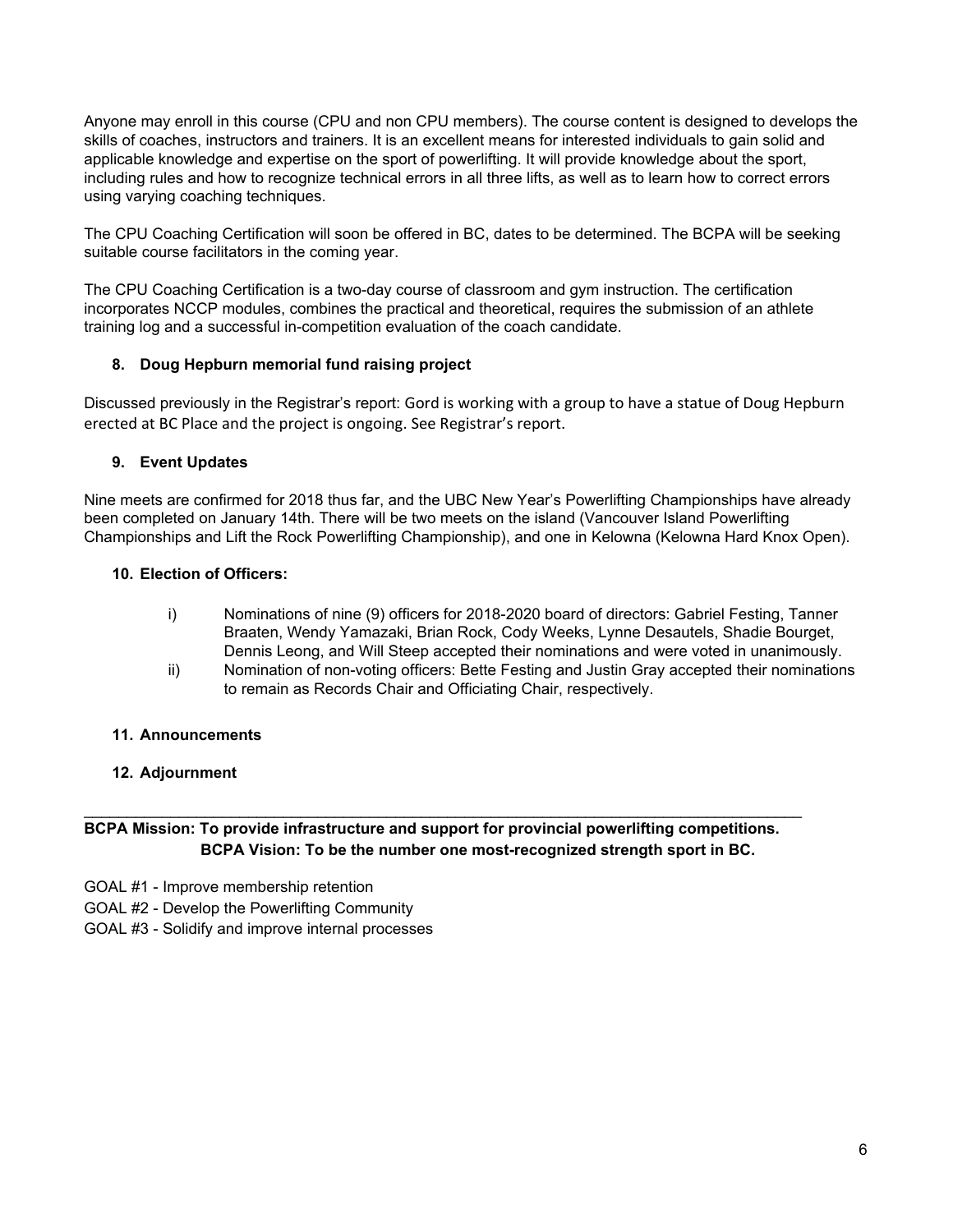Anyone may enroll in this course (CPU and non CPU members). The course content is designed to develops the skills of coaches, instructors and trainers. It is an excellent means for interested individuals to gain solid and applicable knowledge and expertise on the sport of powerlifting. It will provide knowledge about the sport, including rules and how to recognize technical errors in all three lifts, as well as to learn how to correct errors using varying coaching techniques.

The CPU Coaching Certification will soon be offered in BC, dates to be determined. The BCPA will be seeking suitable course facilitators in the coming year.

The CPU Coaching Certification is a two-day course of classroom and gym instruction. The certification incorporates NCCP modules, combines the practical and theoretical, requires the submission of an athlete training log and a successful in-competition evaluation of the coach candidate.

**8. Doug Hepburn memorial fund raising project**

Discussed previously in the Registrar's report: Gord is working with a group to have a statue of Doug Hepburn erected at BC Place and the project is ongoing. See Registrar's report.

**9. Event Updates**

Nine meets are confirmed for 2018 thus far, and the UBC New Year's Powerlifting Championships have already been completed on January 14th. There will be two meets on the island (Vancouver Island Powerlifting Championships and Lift the Rock Powerlifting Championship), and one in Kelowna (Kelowna Hard Knox Open).

**10. Election of Officers:**

i) Nominations of nine (9) officers for 2018-2020 board of directors: Gabriel Festing, Tanner Braaten, Wendy Yamazaki, Brian Rock, Cody Weeks, Lynne Desautels, Shadie Bourget, Dennis Leong, and Will Steep accepted their nominations and were voted in unanimously.

ii) Nomination of non-voting officers: Bette Festing and Justin Gray accepted their nominations to remain as Records Chair and Officiating Chair, respectively.

**11. Announcements**

**12. Adjournment**

---

**BCPA Mission: To provide infrastructure and support for provincial powerlifting competitions.**
**BCPA Vision: To be the number one most-recognized strength sport in BC.**

GOAL #1 - Improve membership retention
GOAL #2 - Develop the Powerlifting Community
GOAL #3 - Solidify and improve internal processes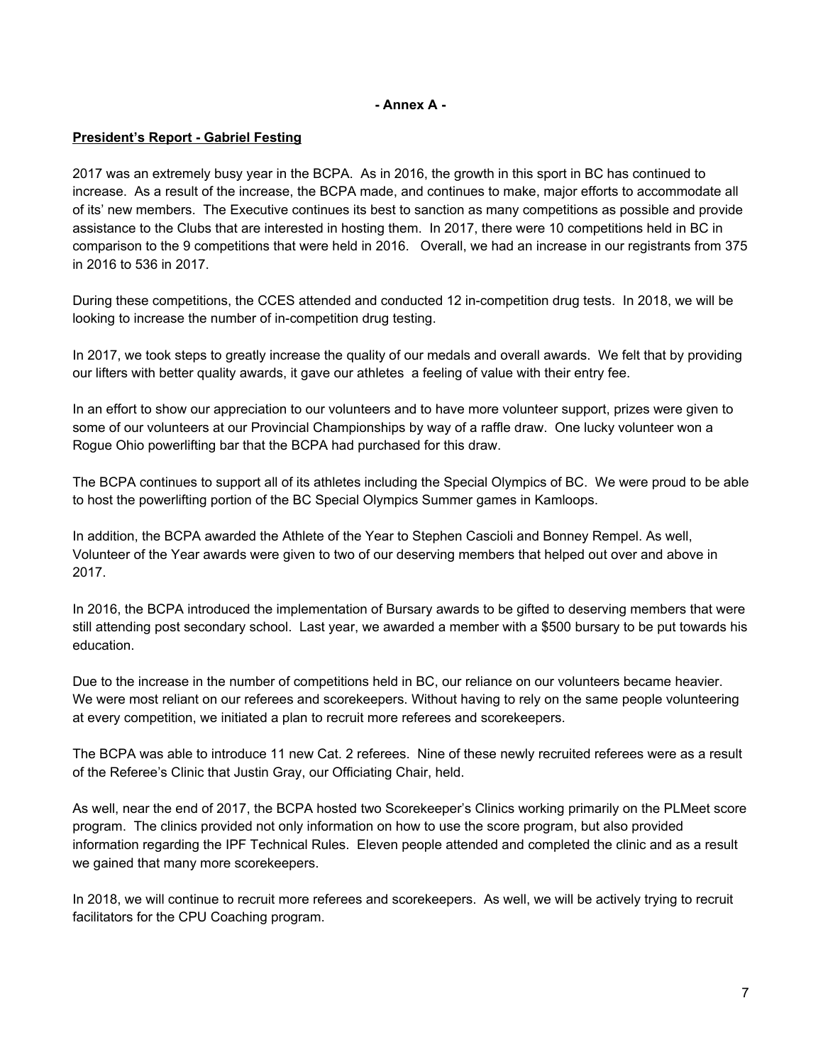**- Annex A -**

**President's Report - Gabriel Festing**

2017 was an extremely busy year in the BCPA. As in 2016, the growth in this sport in BC has continued to increase. As a result of the increase, the BCPA made, and continues to make, major efforts to accommodate all of its' new members. The Executive continues its best to sanction as many competitions as possible and provide assistance to the Clubs that are interested in hosting them. In 2017, there were 10 competitions held in BC in comparison to the 9 competitions that were held in 2016. Overall, we had an increase in our registrants from 375 in 2016 to 536 in 2017.

During these competitions, the CCES attended and conducted 12 in-competition drug tests. In 2018, we will be looking to increase the number of in-competition drug testing.

In 2017, we took steps to greatly increase the quality of our medals and overall awards. We felt that by providing our lifters with better quality awards, it gave our athletes a feeling of value with their entry fee.

In an effort to show our appreciation to our volunteers and to have more volunteer support, prizes were given to some of our volunteers at our Provincial Championships by way of a raffle draw. One lucky volunteer won a Rogue Ohio powerlifting bar that the BCPA had purchased for this draw.

The BCPA continues to support all of its athletes including the Special Olympics of BC. We were proud to be able to host the powerlifting portion of the BC Special Olympics Summer games in Kamloops.

In addition, the BCPA awarded the Athlete of the Year to Stephen Cascioli and Bonney Rempel. As well, Volunteer of the Year awards were given to two of our deserving members that helped out over and above in 2017.

In 2016, the BCPA introduced the implementation of Bursary awards to be gifted to deserving members that were still attending post secondary school. Last year, we awarded a member with a $500 bursary to be put towards his education.

Due to the increase in the number of competitions held in BC, our reliance on our volunteers became heavier. We were most reliant on our referees and scorekeepers. Without having to rely on the same people volunteering at every competition, we initiated a plan to recruit more referees and scorekeepers.

The BCPA was able to introduce 11 new Cat. 2 referees. Nine of these newly recruited referees were as a result of the Referee's Clinic that Justin Gray, our Officiating Chair, held.

As well, near the end of 2017, the BCPA hosted two Scorekeeper's Clinics working primarily on the PLMeet score program. The clinics provided not only information on how to use the score program, but also provided information regarding the IPF Technical Rules. Eleven people attended and completed the clinic and as a result we gained that many more scorekeepers.

In 2018, we will continue to recruit more referees and scorekeepers. As well, we will be actively trying to recruit facilitators for the CPU Coaching program.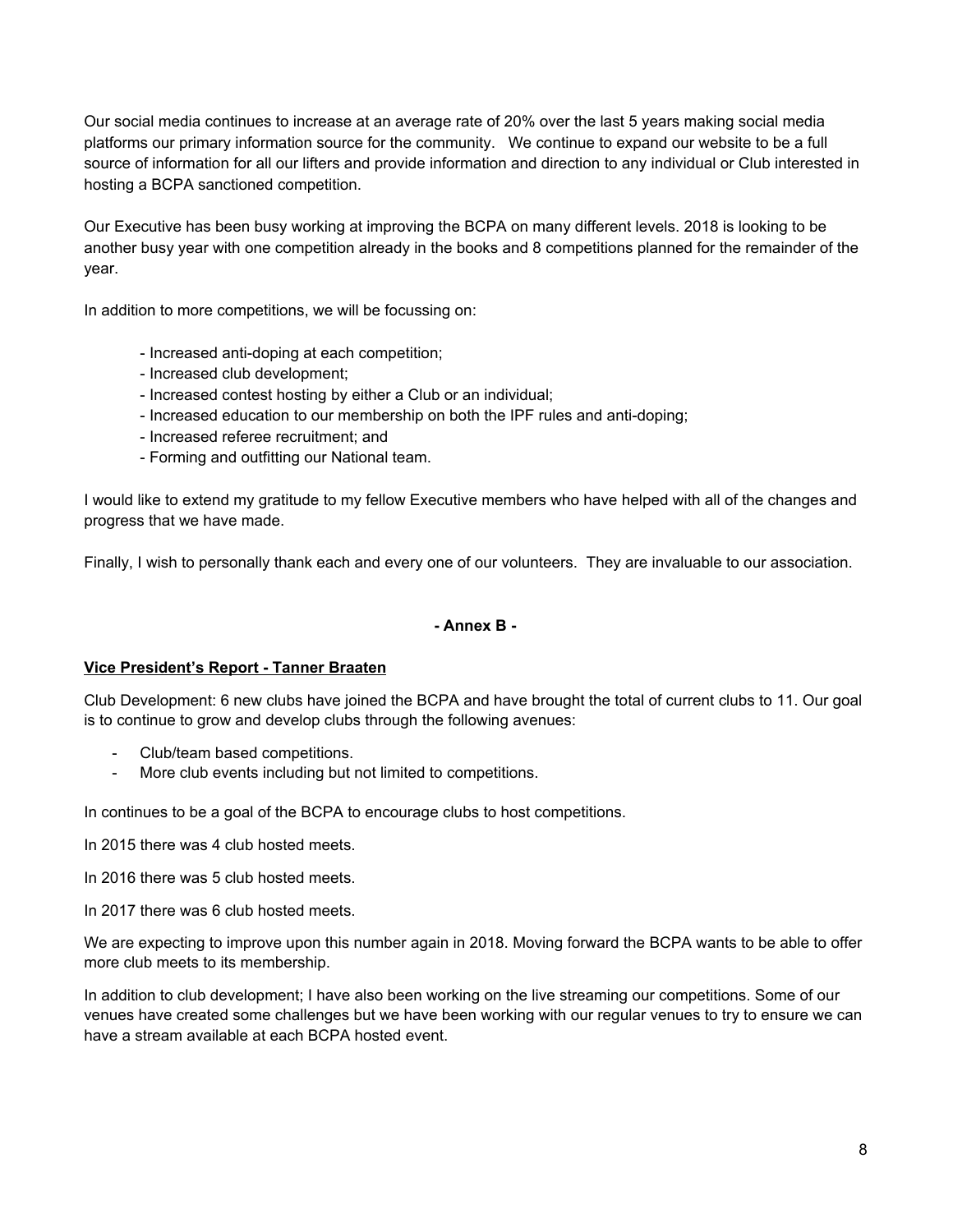Our social media continues to increase at an average rate of 20% over the last 5 years making social media platforms our primary information source for the community. We continue to expand our website to be a full source of information for all our lifters and provide information and direction to any individual or Club interested in hosting a BCPA sanctioned competition.

Our Executive has been busy working at improving the BCPA on many different levels. 2018 is looking to be another busy year with one competition already in the books and 8 competitions planned for the remainder of the year.

In addition to more competitions, we will be focussing on:

- Increased anti-doping at each competition;
- Increased club development;
- Increased contest hosting by either a Club or an individual;
- Increased education to our membership on both the IPF rules and anti-doping;
- Increased referee recruitment; and
- Forming and outfitting our National team.

I would like to extend my gratitude to my fellow Executive members who have helped with all of the changes and progress that we have made.

Finally, I wish to personally thank each and every one of our volunteers. They are invaluable to our association.

**- Annex B -**

**<u>Vice President's Report - Tanner Braaten</u>**

Club Development: 6 new clubs have joined the BCPA and have brought the total of current clubs to 11. Our goal is to continue to grow and develop clubs through the following avenues:

- Club/team based competitions.
- More club events including but not limited to competitions.

In continues to be a goal of the BCPA to encourage clubs to host competitions.

In 2015 there was 4 club hosted meets.

In 2016 there was 5 club hosted meets.

In 2017 there was 6 club hosted meets.

We are expecting to improve upon this number again in 2018. Moving forward the BCPA wants to be able to offer more club meets to its membership.

In addition to club development; I have also been working on the live streaming our competitions. Some of our venues have created some challenges but we have been working with our regular venues to try to ensure we can have a stream available at each BCPA hosted event.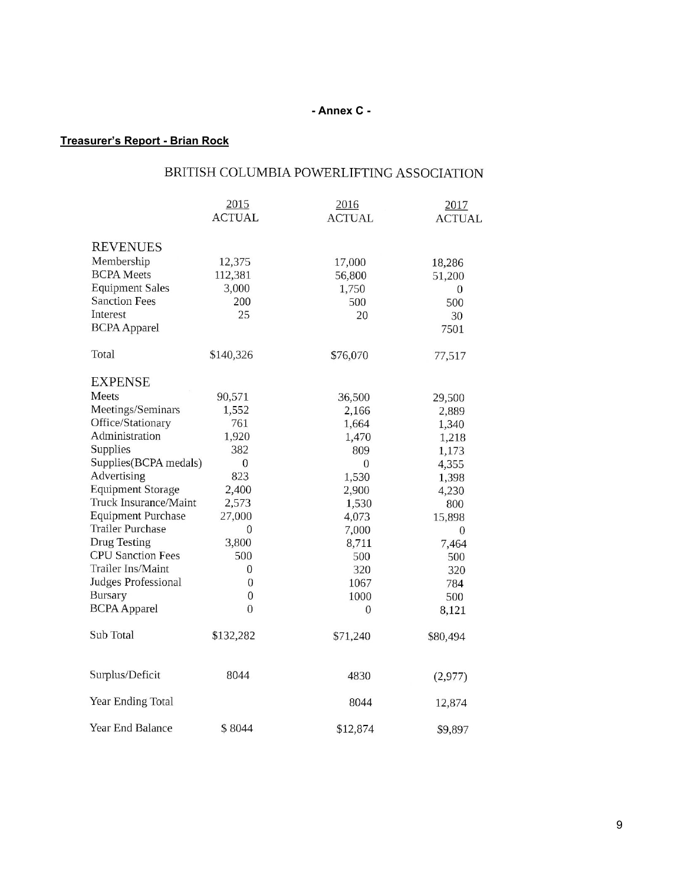**- Annex C -**

**Treasurer's Report - Brian Rock**

BRITISH COLUMBIA POWERLIFTING ASSOCIATION

| | 2015 ACTUAL | 2016 ACTUAL | 2017 ACTUAL |
|---|---|---|---|
| **REVENUES** | | | |
| Membership | 12,375 | 17,000 | 18,286 |
| BCPA Meets | 112,381 | 56,800 | 51,200 |
| Equipment Sales | 3,000 | 1,750 | 0 |
| Sanction Fees | 200 | 500 | 500 |
| Interest | 25 | 20 | 30 |
| BCPA Apparel | | | 7501 |
| Total | $140,326 | $76,070 | 77,517 |
| **EXPENSE** | | | |
| Meets | 90,571 | 36,500 | 29,500 |
| Meetings/Seminars | 1,552 | 2,166 | 2,889 |
| Office/Stationary | 761 | 1,664 | 1,340 |
| Administration | 1,920 | 1,470 | 1,218 |
| Supplies | 382 | 809 | 1,173 |
| Supplies(BCPA medals) | 0 | 0 | 4,355 |
| Advertising | 823 | 1,530 | 1,398 |
| Equipment Storage | 2,400 | 2,900 | 4,230 |
| Truck Insurance/Maint | 2,573 | 1,530 | 800 |
| Equipment Purchase | 27,000 | 4,073 | 15,898 |
| Trailer Purchase | 0 | 7,000 | 0 |
| Drug Testing | 3,800 | 8,711 | 7,464 |
| CPU Sanction Fees | 500 | 500 | 500 |
| Trailer Ins/Maint | 0 | 320 | 320 |
| Judges Professional | 0 | 1067 | 784 |
| Bursary | 0 | 1000 | 500 |
| BCPA Apparel | 0 | 0 | 8,121 |
| Sub Total | $132,282 | $71,240 | $80,494 |
| Surplus/Deficit | 8044 | 4830 | (2,977) |
| Year Ending Total | | 8044 | 12,874 |
| Year End Balance | $ 8044 | $12,874 | $9,897 |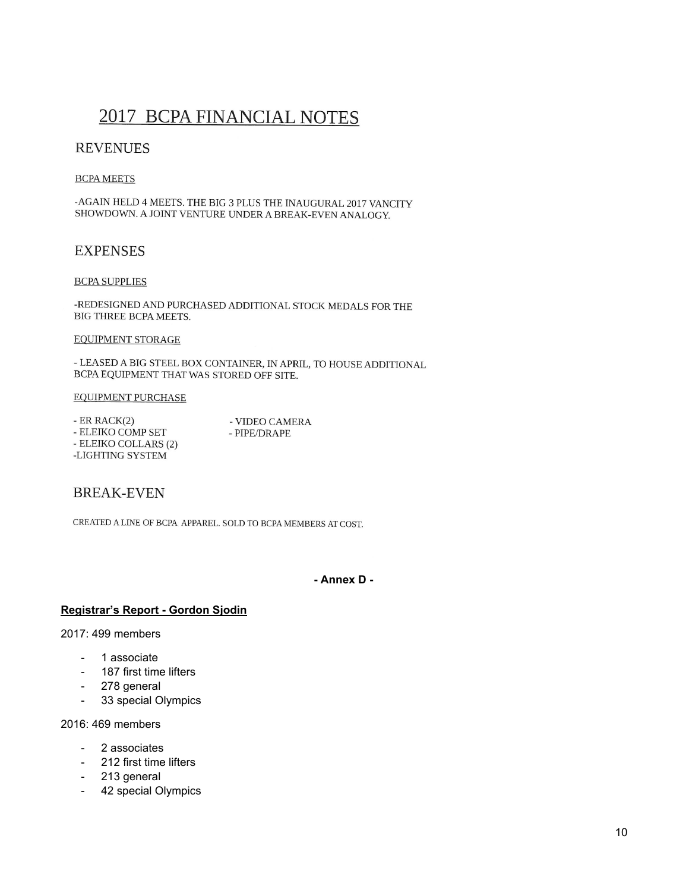# 2017 BCPA FINANCIAL NOTES

## REVENUES

BCPA MEETS

-AGAIN HELD 4 MEETS. THE BIG 3 PLUS THE INAUGURAL 2017 VANCITY SHOWDOWN. A JOINT VENTURE UNDER A BREAK-EVEN ANALOGY.

## EXPENSES

BCPA SUPPLIES

-REDESIGNED AND PURCHASED ADDITIONAL STOCK MEDALS FOR THE BIG THREE BCPA MEETS.

EQUIPMENT STORAGE

- LEASED A BIG STEEL BOX CONTAINER, IN APRIL, TO HOUSE ADDITIONAL BCPA EQUIPMENT THAT WAS STORED OFF SITE.

EQUIPMENT PURCHASE

- ER RACK(2)
- ELEIKO COMP SET
- ELEIKO COLLARS (2)
- LIGHTING SYSTEM
- VIDEO CAMERA
- PIPE/DRAPE

## BREAK-EVEN

CREATED A LINE OF BCPA APPAREL. SOLD TO BCPA MEMBERS AT COST.

**- Annex D -**

**Registrar's Report - Gordon Sjodin**

2017: 499 members

- 1 associate
- 187 first time lifters
- 278 general
- 33 special Olympics

2016: 469 members

- 2 associates
- 212 first time lifters
- 213 general
- 42 special Olympics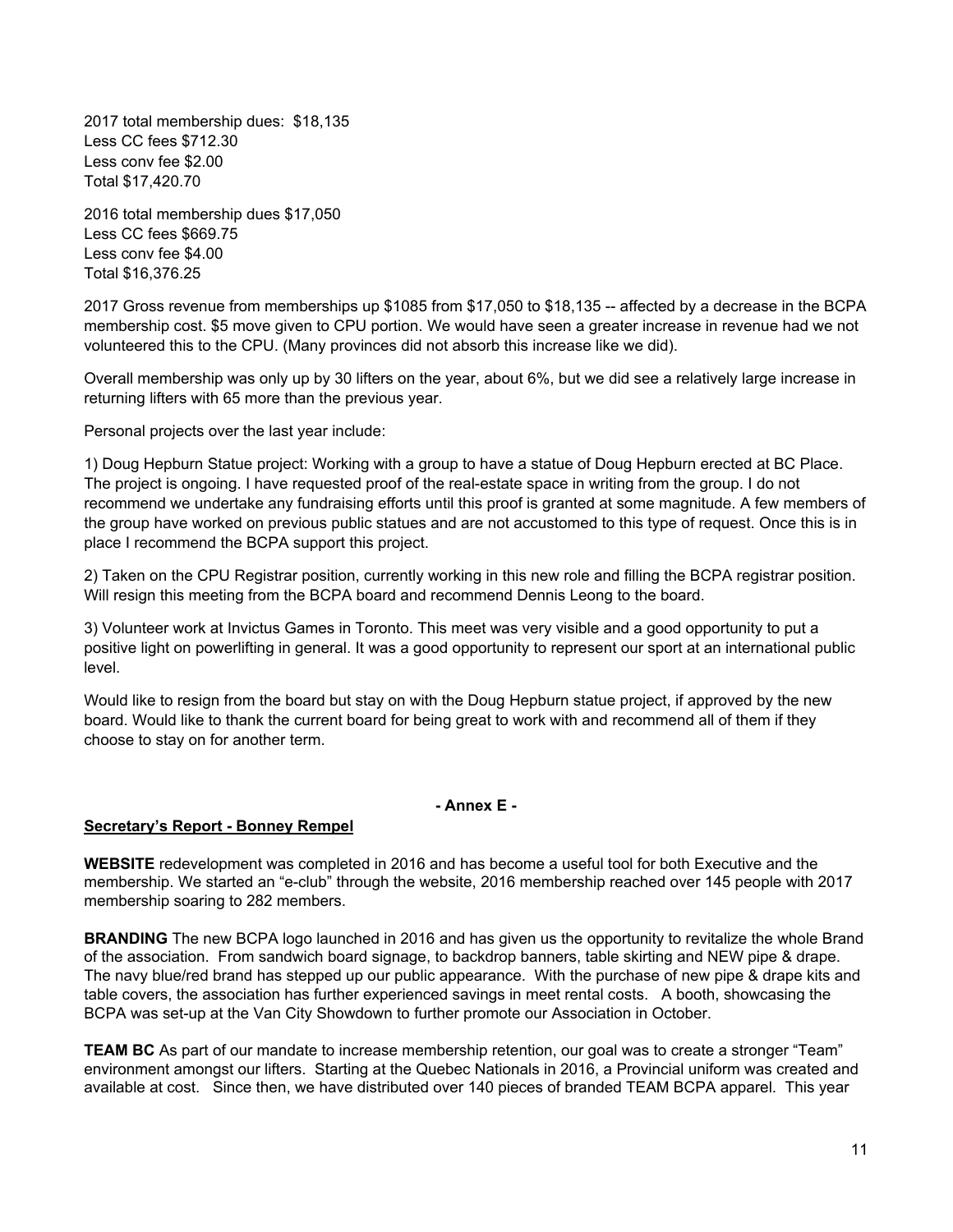2017 total membership dues:  $18,135
Less CC fees $712.30
Less conv fee $2.00
Total $17,420.70

2016 total membership dues $17,050
Less CC fees $669.75
Less conv fee $4.00
Total $16,376.25

2017 Gross revenue from memberships up $1085 from $17,050 to $18,135 -- affected by a decrease in the BCPA membership cost. $5 move given to CPU portion. We would have seen a greater increase in revenue had we not volunteered this to the CPU. (Many provinces did not absorb this increase like we did).

Overall membership was only up by 30 lifters on the year, about 6%, but we did see a relatively large increase in returning lifters with 65 more than the previous year.

Personal projects over the last year include:

1) Doug Hepburn Statue project: Working with a group to have a statue of Doug Hepburn erected at BC Place. The project is ongoing. I have requested proof of the real-estate space in writing from the group. I do not recommend we undertake any fundraising efforts until this proof is granted at some magnitude. A few members of the group have worked on previous public statues and are not accustomed to this type of request. Once this is in place I recommend the BCPA support this project.

2) Taken on the CPU Registrar position, currently working in this new role and filling the BCPA registrar position. Will resign this meeting from the BCPA board and recommend Dennis Leong to the board.

3) Volunteer work at Invictus Games in Toronto. This meet was very visible and a good opportunity to put a positive light on powerlifting in general. It was a good opportunity to represent our sport at an international public level.

Would like to resign from the board but stay on with the Doug Hepburn statue project, if approved by the new board. Would like to thank the current board for being great to work with and recommend all of them if they choose to stay on for another term.

**- Annex E -**

**Secretary's Report - Bonney Rempel**

**WEBSITE** redevelopment was completed in 2016 and has become a useful tool for both Executive and the membership. We started an "e-club" through the website, 2016 membership reached over 145 people with 2017 membership soaring to 282 members.

**BRANDING** The new BCPA logo launched in 2016 and has given us the opportunity to revitalize the whole Brand of the association. From sandwich board signage, to backdrop banners, table skirting and NEW pipe & drape. The navy blue/red brand has stepped up our public appearance. With the purchase of new pipe & drape kits and table covers, the association has further experienced savings in meet rental costs. A booth, showcasing the BCPA was set-up at the Van City Showdown to further promote our Association in October.

**TEAM BC** As part of our mandate to increase membership retention, our goal was to create a stronger "Team" environment amongst our lifters. Starting at the Quebec Nationals in 2016, a Provincial uniform was created and available at cost. Since then, we have distributed over 140 pieces of branded TEAM BCPA apparel. This year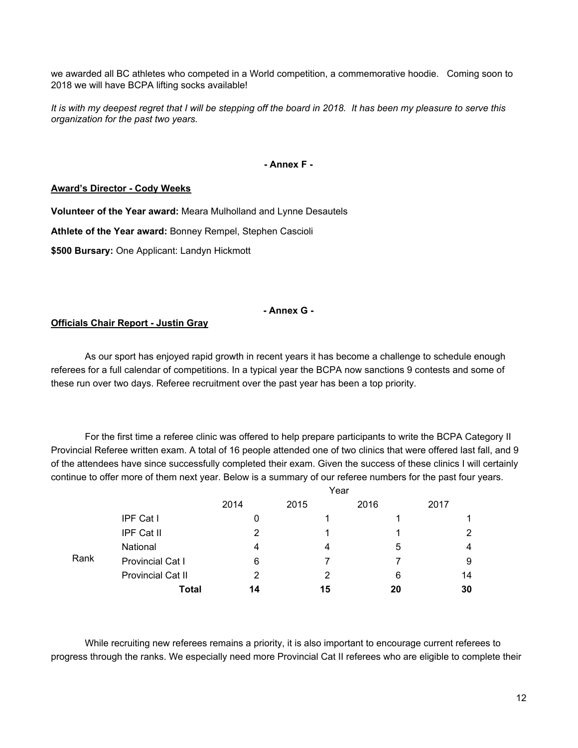we awarded all BC athletes who competed in a World competition, a commemorative hoodie. Coming soon to 2018 we will have BCPA lifting socks available!

*It is with my deepest regret that I will be stepping off the board in 2018. It has been my pleasure to serve this organization for the past two years.*

**- Annex F -**

**Award's Director - Cody Weeks**

**Volunteer of the Year award:** Meara Mulholland and Lynne Desautels

**Athlete of the Year award:** Bonney Rempel, Stephen Cascioli

**$500 Bursary:** One Applicant: Landyn Hickmott

**- Annex G -**

**Officials Chair Report - Justin Gray**

As our sport has enjoyed rapid growth in recent years it has become a challenge to schedule enough referees for a full calendar of competitions. In a typical year the BCPA now sanctions 9 contests and some of these run over two days. Referee recruitment over the past year has been a top priority.

For the first time a referee clinic was offered to help prepare participants to write the BCPA Category II Provincial Referee written exam. A total of 16 people attended one of two clinics that were offered last fall, and 9 of the attendees have since successfully completed their exam. Given the success of these clinics I will certainly continue to offer more of them next year. Below is a summary of our referee numbers for the past four years.

| | | Year | | | |
|---|---|---|---|---|---|
| | | 2014 | 2015 | 2016 | 2017 |
| Rank | IPF Cat I | 0 | 1 | 1 | 1 |
| | IPF Cat II | 2 | 1 | 1 | 2 |
| | National | 4 | 4 | 5 | 4 |
| | Provincial Cat I | 6 | 7 | 7 | 9 |
| | Provincial Cat II | 2 | 2 | 6 | 14 |
| | **Total** | **14** | **15** | **20** | **30** |

While recruiting new referees remains a priority, it is also important to encourage current referees to progress through the ranks. We especially need more Provincial Cat II referees who are eligible to complete their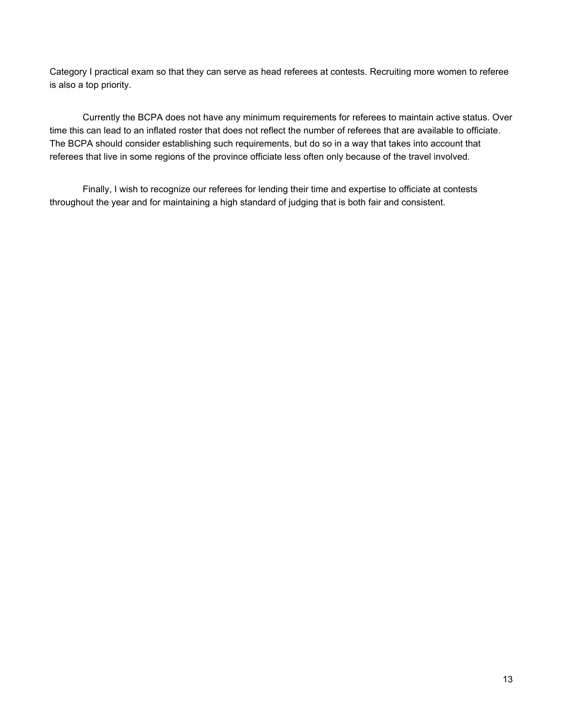Category I practical exam so that they can serve as head referees at contests. Recruiting more women to referee is also a top priority.

Currently the BCPA does not have any minimum requirements for referees to maintain active status. Over time this can lead to an inflated roster that does not reflect the number of referees that are available to officiate. The BCPA should consider establishing such requirements, but do so in a way that takes into account that referees that live in some regions of the province officiate less often only because of the travel involved.

Finally, I wish to recognize our referees for lending their time and expertise to officiate at contests throughout the year and for maintaining a high standard of judging that is both fair and consistent.